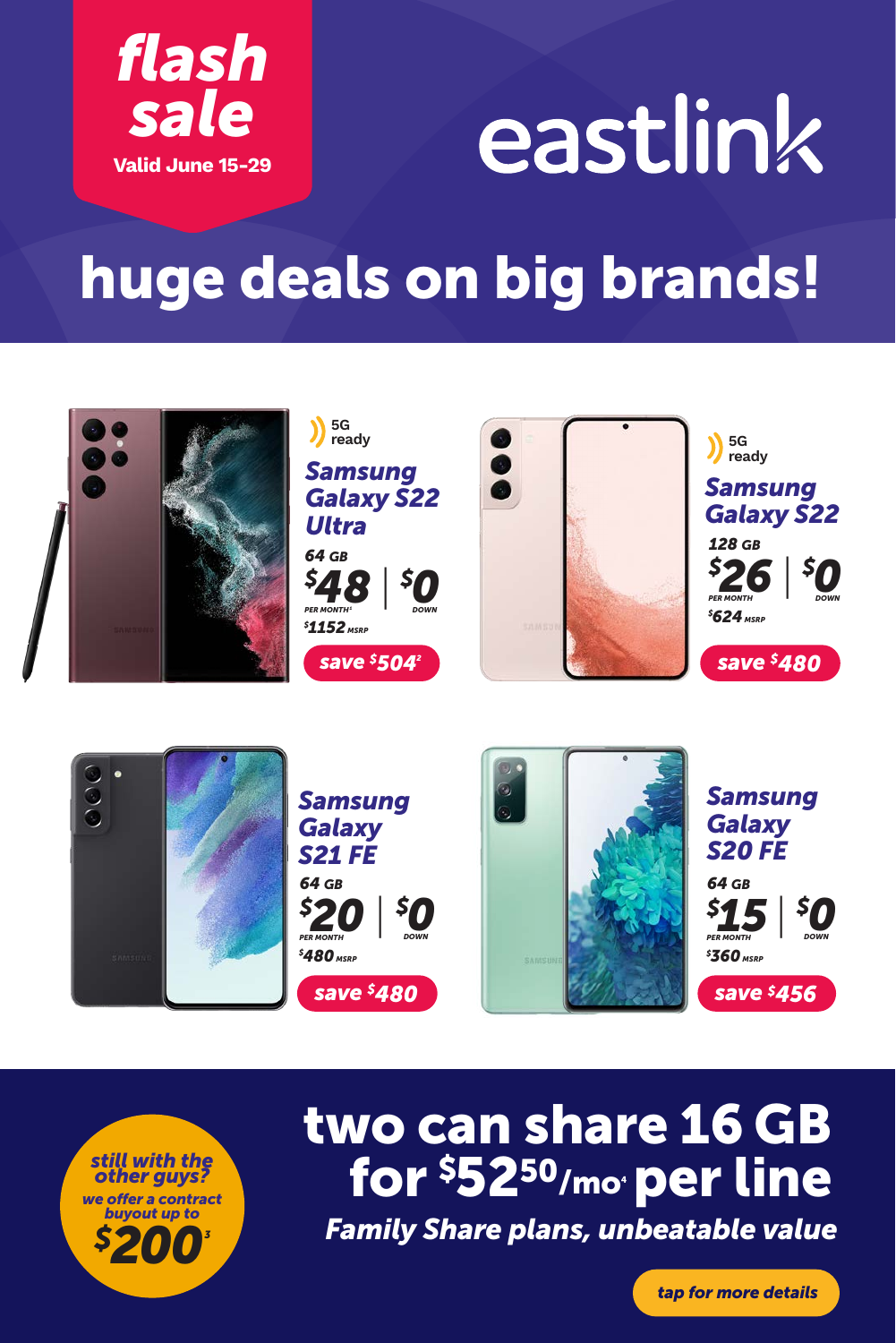**flash sale**
Valid June 15-29

# eastlink

## huge deals on big brands!

5G ready

### Samsung Galaxy S22 Ultra

64 GB

$48 PER MONTH[1] | $0 DOWN

$1152 MSRP

save $504[2]

5G ready

### Samsung Galaxy S22

128 GB

$26 PER MONTH | $0 DOWN

$624 MSRP

save $480

### Samsung Galaxy S21 FE

64 GB

$20 PER MONTH | $0 DOWN

$480 MSRP

save $480

### Samsung Galaxy S20 FE

64 GB

$15 PER MONTH | $0 DOWN

$360 MSRP

save $456

**still with the other guys?**
we offer a contract buyout up to
**$200**[3]

## two can share 16 GB for $52.50/mo[4] per line

*Family Share plans, unbeatable value*

tap for more details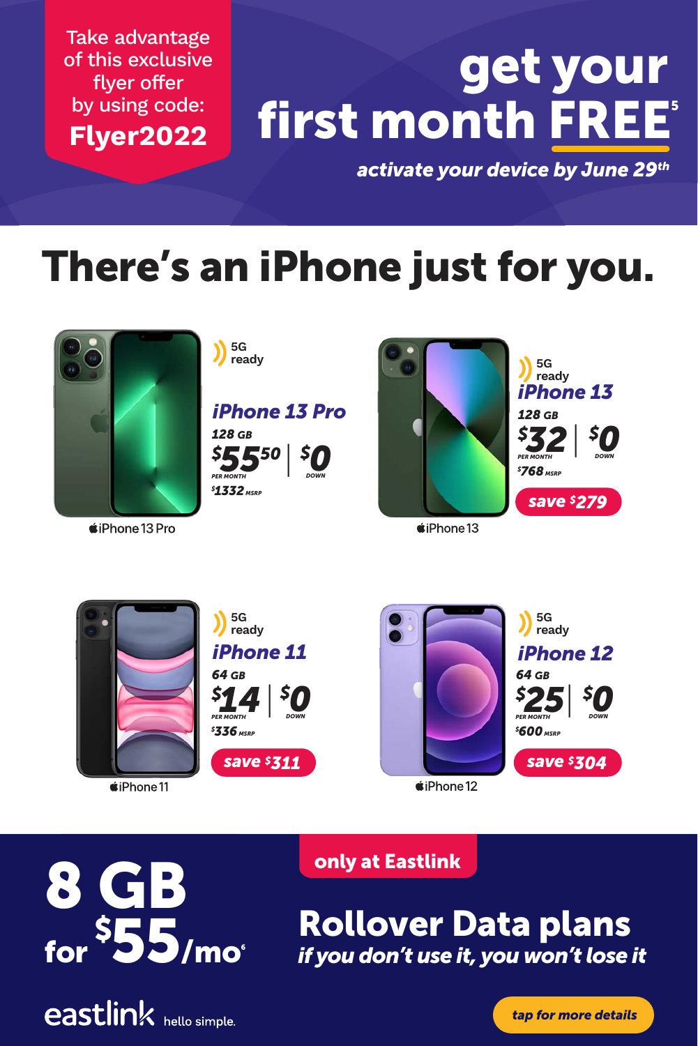Take advantage of this exclusive flyer offer by using code:

**Flyer2022**

# get your first month FREE[5]

*activate your device by June 29th*

## There's an iPhone just for you.

5G ready

### *iPhone 13 Pro*

**128 GB**

**$55.50** PER MONTH | **$0** DOWN

$1332 MSRP

iPhone 13 Pro

5G ready

### *iPhone 13*

**128 GB**

**$32** PER MONTH | **$0** DOWN

$768 MSRP

**save $279**

iPhone 13

5G ready

### *iPhone 11*

**64 GB**

**$14** PER MONTH | **$0** DOWN

$336 MSRP

**save $311**

iPhone 11

5G ready

### *iPhone 12*

**64 GB**

**$25** PER MONTH | **$0** DOWN

$600 MSRP

**save $304**

iPhone 12

# 8 GB for $55/mo[6]

**only at Eastlink**

## Rollover Data plans

*if you don't use it, you won't lose it*

eastlink hello simple.

**tap for more details**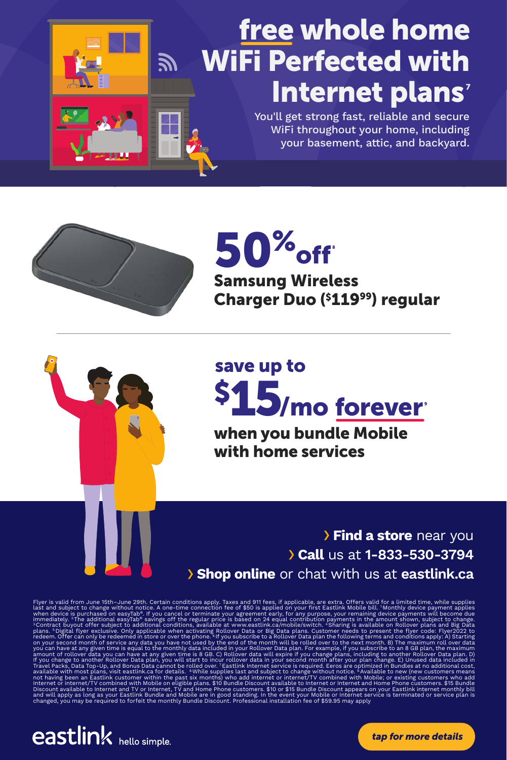# free whole home WiFi Perfected with Internet plans[7]

You'll get strong fast, reliable and secure WiFi throughout your home, including your basement, attic, and backyard.

## 50% off[8]

**Samsung Wireless Charger Duo ($119.99) regular**

## save up to $15/mo forever[9]

**when you bundle Mobile with home services**

› **Find a store** near you

› **Call** us at **1-833-530-3794**

› **Shop online** or chat with us at **eastlink.ca**

Flyer is valid from June 15th–June 29th. Certain conditions apply. Taxes and 911 fees, if applicable, are extra. Offers valid for a limited time, while supplies last and subject to change without notice. A one-time connection fee of $50 is applied on your first Eastlink Mobile bill. [1]Monthly device payment applies when device is purchased on easyTab®. If you cancel or terminate your agreement early, for any purpose, your remaining device payments will become due immediately. [2]The additional easyTab® savings off the regular price is based on 24 equal contribution payments in the amount shown, subject to change. [3]Contract buyout offer subject to additional conditions, available at www.eastlink.ca/mobile/switch. [4]Sharing is available on Rollover plans and Big Data plans. [5]Digital flyer exclusive. Only applicable when activating Rollover Data or Big Data plans. Customer needs to present the flyer code: Flyer2022 to redeem. Offer can only be redeemed in store or over the phone. [6]If you subscribe to a Rollover Data plan the following terms and conditions apply: A) Starting on your second month of service any data you have not used by the end of the month will be rolled over to the next month. B) The maximum roll over data you can have at any given time is equal to the monthly data included in your Rollover Data plan. For example, if you subscribe to an 8 GB plan, the maximum amount of rollover data you can have at any given time is 8 GB. C) Rollover data will expire if you change plans, including to another Rollover Data plan. D) If you change to another Rollover Data plan, you will start to incur rollover data in your second month after your plan change. E) Unused data included in Travel Packs, Data Top-Up, and Bonus Data cannot be rolled over. [7]Eastlink Internet service is required. Eeros are optimized in Bundles at no additional cost, available with most plans, visit eastlink.ca for details. [8]While supplies last and subject to change without notice. [9]Available to new (new customers means not having been an Eastlink customer within the past six months) who add internet or internet/TV combined with Mobile; or existing customers who add Internet or internet/TV combined with Mobile on eligible plans. $10 Bundle Discount available to Internet or Internet and Home Phone customers. $15 Bundle Discount available to Internet and TV or Internet, TV and Home Phone customers. $10 or $15 Bundle Discount appears on your Eastlink internet monthly bill and will apply as long as your Eastlink Bundle and Mobile are in good standing. In the event your Mobile or Internet service is terminated or service plan is changed, you may be required to forfeit the monthly Bundle Discount. Professional installation fee of $59.95 may apply

eastlink hello simple.

tap for more details